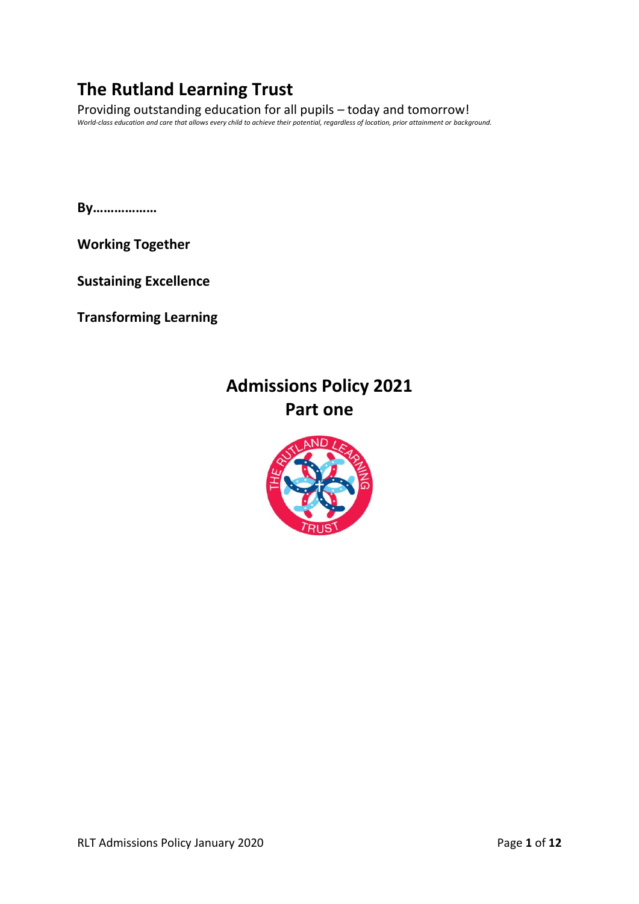# The Rutland Learning Trust

Providing outstanding education for all pupils – today and tomorrow!

*World-class education and care that allows every child to achieve their potential, regardless of location, prior attainment or background.*

**By………………**

**Working Together**

**Sustaining Excellence**

**Transforming Learning**

## Admissions Policy 2021
## Part one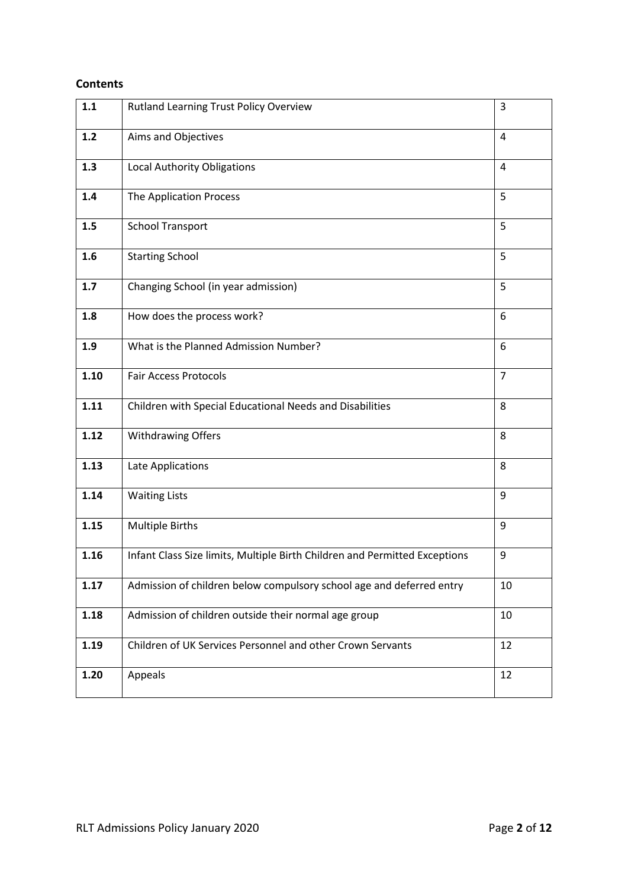**Contents**

| | | |
|---|---|---|
| **1.1** | Rutland Learning Trust Policy Overview | 3 |
| **1.2** | Aims and Objectives | 4 |
| **1.3** | Local Authority Obligations | 4 |
| **1.4** | The Application Process | 5 |
| **1.5** | School Transport | 5 |
| **1.6** | Starting School | 5 |
| **1.7** | Changing School (in year admission) | 5 |
| **1.8** | How does the process work? | 6 |
| **1.9** | What is the Planned Admission Number? | 6 |
| **1.10** | Fair Access Protocols | 7 |
| **1.11** | Children with Special Educational Needs and Disabilities | 8 |
| **1.12** | Withdrawing Offers | 8 |
| **1.13** | Late Applications | 8 |
| **1.14** | Waiting Lists | 9 |
| **1.15** | Multiple Births | 9 |
| **1.16** | Infant Class Size limits, Multiple Birth Children and Permitted Exceptions | 9 |
| **1.17** | Admission of children below compulsory school age and deferred entry | 10 |
| **1.18** | Admission of children outside their normal age group | 10 |
| **1.19** | Children of UK Services Personnel and other Crown Servants | 12 |
| **1.20** | Appeals | 12 |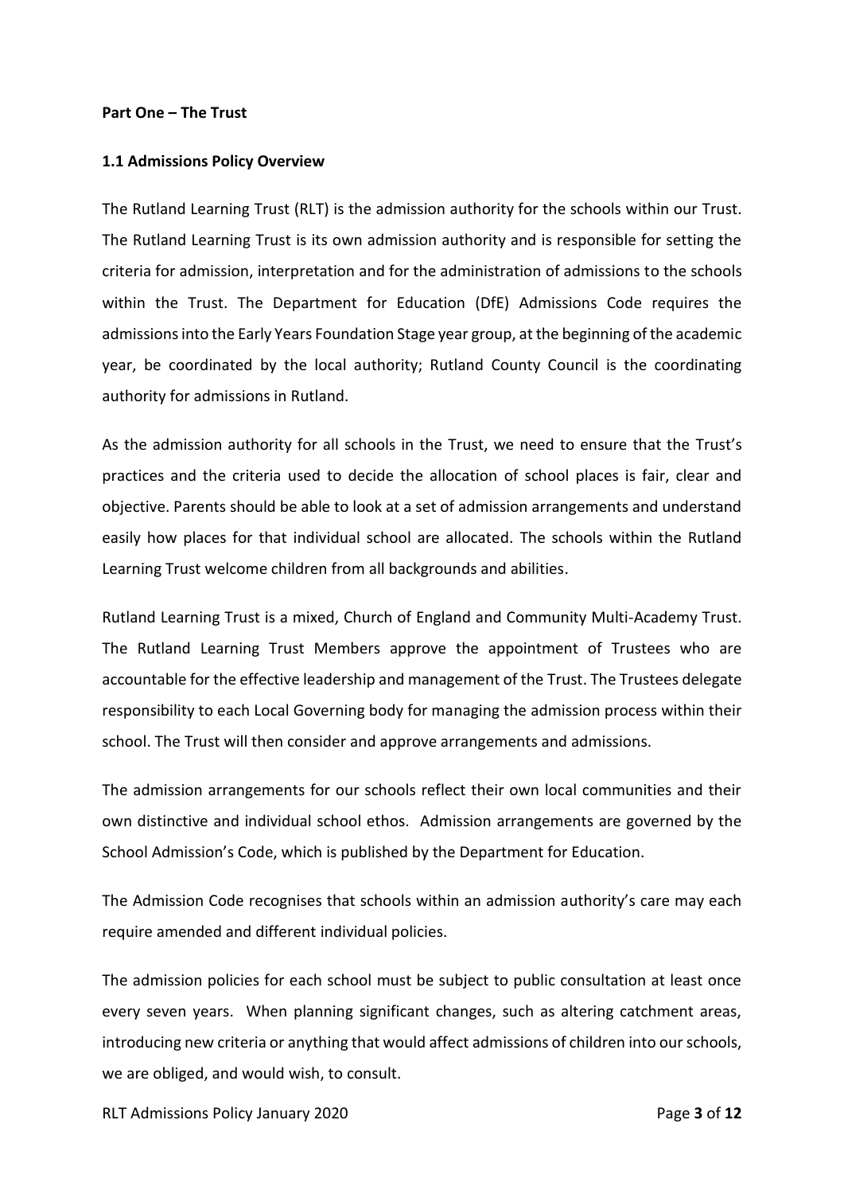**Part One – The Trust**

**1.1 Admissions Policy Overview**

The Rutland Learning Trust (RLT) is the admission authority for the schools within our Trust. The Rutland Learning Trust is its own admission authority and is responsible for setting the criteria for admission, interpretation and for the administration of admissions to the schools within the Trust. The Department for Education (DfE) Admissions Code requires the admissions into the Early Years Foundation Stage year group, at the beginning of the academic year, be coordinated by the local authority; Rutland County Council is the coordinating authority for admissions in Rutland.

As the admission authority for all schools in the Trust, we need to ensure that the Trust's practices and the criteria used to decide the allocation of school places is fair, clear and objective. Parents should be able to look at a set of admission arrangements and understand easily how places for that individual school are allocated. The schools within the Rutland Learning Trust welcome children from all backgrounds and abilities.

Rutland Learning Trust is a mixed, Church of England and Community Multi-Academy Trust. The Rutland Learning Trust Members approve the appointment of Trustees who are accountable for the effective leadership and management of the Trust. The Trustees delegate responsibility to each Local Governing body for managing the admission process within their school. The Trust will then consider and approve arrangements and admissions.

The admission arrangements for our schools reflect their own local communities and their own distinctive and individual school ethos. Admission arrangements are governed by the School Admission's Code, which is published by the Department for Education.

The Admission Code recognises that schools within an admission authority's care may each require amended and different individual policies.

The admission policies for each school must be subject to public consultation at least once every seven years. When planning significant changes, such as altering catchment areas, introducing new criteria or anything that would affect admissions of children into our schools, we are obliged, and would wish, to consult.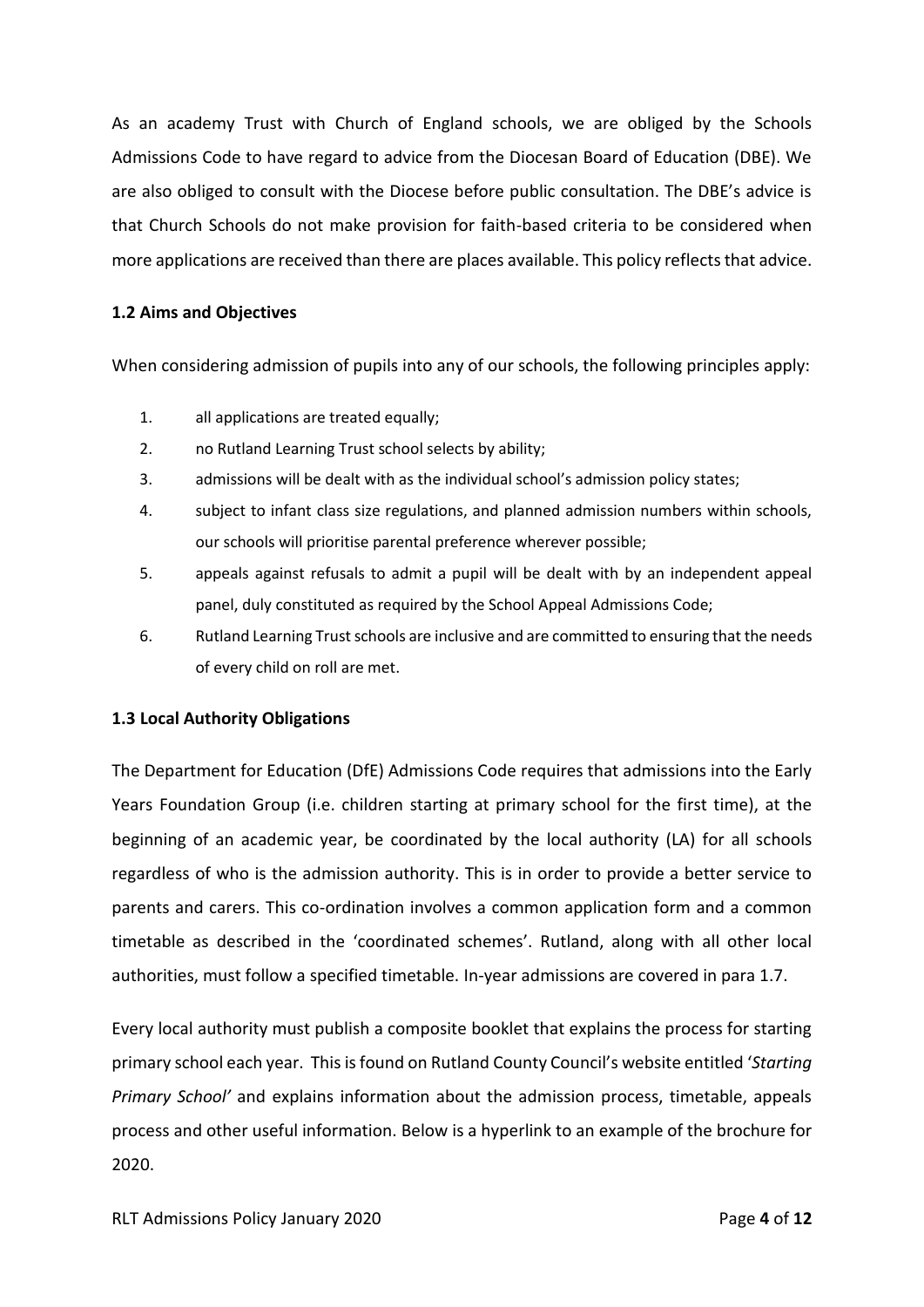As an academy Trust with Church of England schools, we are obliged by the Schools Admissions Code to have regard to advice from the Diocesan Board of Education (DBE). We are also obliged to consult with the Diocese before public consultation. The DBE's advice is that Church Schools do not make provision for faith-based criteria to be considered when more applications are received than there are places available. This policy reflects that advice.

### 1.2 Aims and Objectives

When considering admission of pupils into any of our schools, the following principles apply:

1. all applications are treated equally;
2. no Rutland Learning Trust school selects by ability;
3. admissions will be dealt with as the individual school's admission policy states;
4. subject to infant class size regulations, and planned admission numbers within schools, our schools will prioritise parental preference wherever possible;
5. appeals against refusals to admit a pupil will be dealt with by an independent appeal panel, duly constituted as required by the School Appeal Admissions Code;
6. Rutland Learning Trust schools are inclusive and are committed to ensuring that the needs of every child on roll are met.

### 1.3 Local Authority Obligations

The Department for Education (DfE) Admissions Code requires that admissions into the Early Years Foundation Group (i.e. children starting at primary school for the first time), at the beginning of an academic year, be coordinated by the local authority (LA) for all schools regardless of who is the admission authority. This is in order to provide a better service to parents and carers. This co-ordination involves a common application form and a common timetable as described in the 'coordinated schemes'. Rutland, along with all other local authorities, must follow a specified timetable. In-year admissions are covered in para 1.7.

Every local authority must publish a composite booklet that explains the process for starting primary school each year. This is found on Rutland County Council's website entitled '*Starting Primary School'* and explains information about the admission process, timetable, appeals process and other useful information. Below is a hyperlink to an example of the brochure for 2020.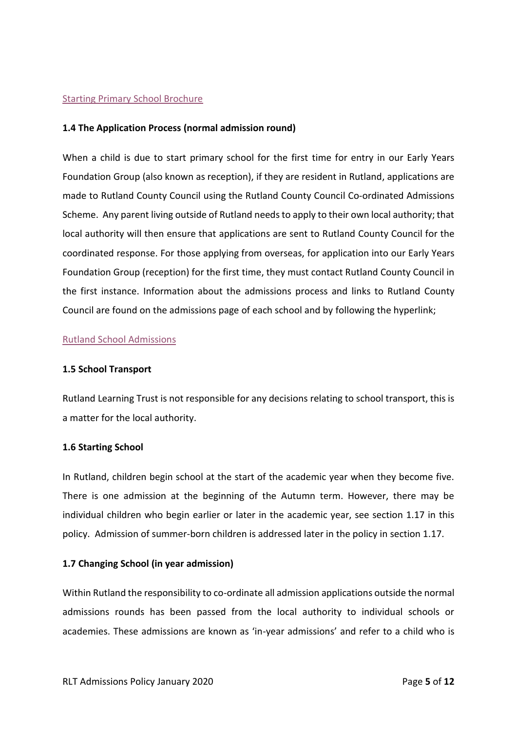[Starting Primary School Brochure]

### 1.4 The Application Process (normal admission round)

When a child is due to start primary school for the first time for entry in our Early Years Foundation Group (also known as reception), if they are resident in Rutland, applications are made to Rutland County Council using the Rutland County Council Co-ordinated Admissions Scheme. Any parent living outside of Rutland needs to apply to their own local authority; that local authority will then ensure that applications are sent to Rutland County Council for the coordinated response. For those applying from overseas, for application into our Early Years Foundation Group (reception) for the first time, they must contact Rutland County Council in the first instance. Information about the admissions process and links to Rutland County Council are found on the admissions page of each school and by following the hyperlink;

[Rutland School Admissions]

### 1.5 School Transport

Rutland Learning Trust is not responsible for any decisions relating to school transport, this is a matter for the local authority.

### 1.6 Starting School

In Rutland, children begin school at the start of the academic year when they become five. There is one admission at the beginning of the Autumn term. However, there may be individual children who begin earlier or later in the academic year, see section 1.17 in this policy. Admission of summer-born children is addressed later in the policy in section 1.17.

### 1.7 Changing School (in year admission)

Within Rutland the responsibility to co-ordinate all admission applications outside the normal admissions rounds has been passed from the local authority to individual schools or academies. These admissions are known as 'in-year admissions' and refer to a child who is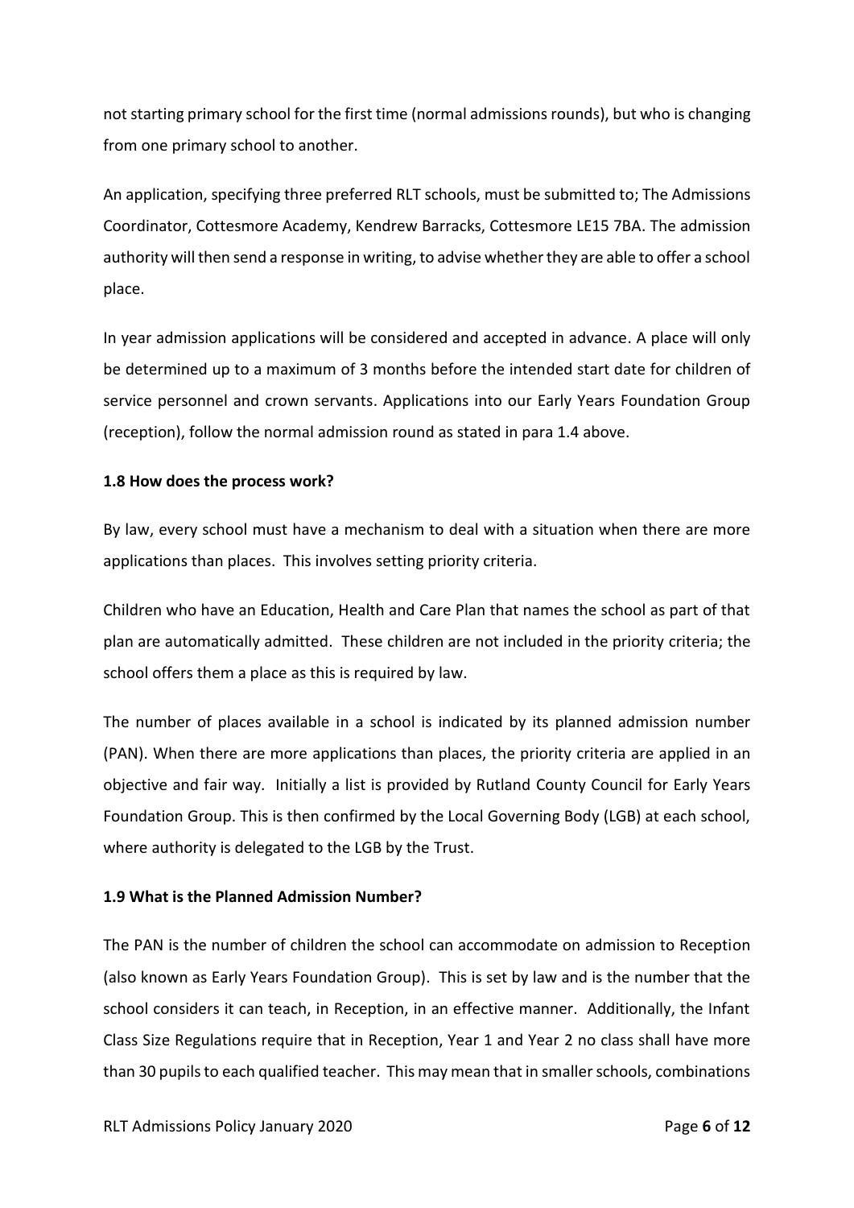not starting primary school for the first time (normal admissions rounds), but who is changing from one primary school to another.

An application, specifying three preferred RLT schools, must be submitted to; The Admissions Coordinator, Cottesmore Academy, Kendrew Barracks, Cottesmore LE15 7BA. The admission authority will then send a response in writing, to advise whether they are able to offer a school place.

In year admission applications will be considered and accepted in advance. A place will only be determined up to a maximum of 3 months before the intended start date for children of service personnel and crown servants. Applications into our Early Years Foundation Group (reception), follow the normal admission round as stated in para 1.4 above.

**1.8 How does the process work?**

By law, every school must have a mechanism to deal with a situation when there are more applications than places. This involves setting priority criteria.

Children who have an Education, Health and Care Plan that names the school as part of that plan are automatically admitted. These children are not included in the priority criteria; the school offers them a place as this is required by law.

The number of places available in a school is indicated by its planned admission number (PAN). When there are more applications than places, the priority criteria are applied in an objective and fair way. Initially a list is provided by Rutland County Council for Early Years Foundation Group. This is then confirmed by the Local Governing Body (LGB) at each school, where authority is delegated to the LGB by the Trust.

**1.9 What is the Planned Admission Number?**

The PAN is the number of children the school can accommodate on admission to Reception (also known as Early Years Foundation Group). This is set by law and is the number that the school considers it can teach, in Reception, in an effective manner. Additionally, the Infant Class Size Regulations require that in Reception, Year 1 and Year 2 no class shall have more than 30 pupils to each qualified teacher. This may mean that in smaller schools, combinations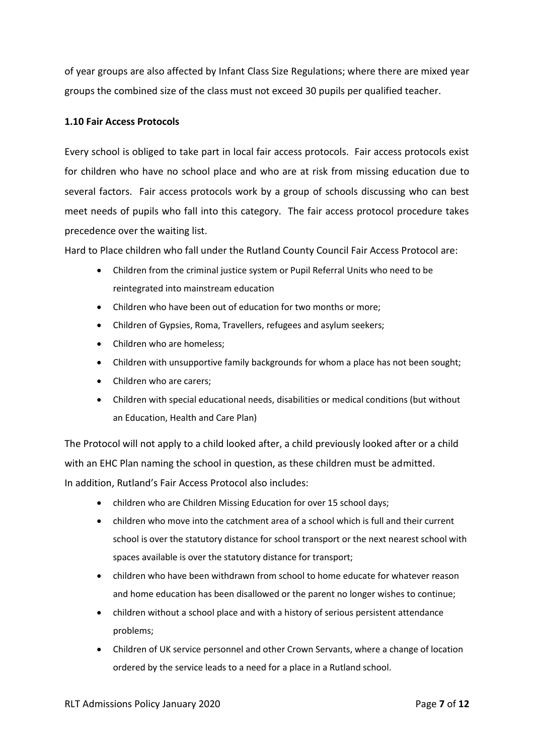of year groups are also affected by Infant Class Size Regulations; where there are mixed year groups the combined size of the class must not exceed 30 pupils per qualified teacher.

**1.10 Fair Access Protocols**

Every school is obliged to take part in local fair access protocols. Fair access protocols exist for children who have no school place and who are at risk from missing education due to several factors. Fair access protocols work by a group of schools discussing who can best meet needs of pupils who fall into this category. The fair access protocol procedure takes precedence over the waiting list.

Hard to Place children who fall under the Rutland County Council Fair Access Protocol are:

- Children from the criminal justice system or Pupil Referral Units who need to be reintegrated into mainstream education
- Children who have been out of education for two months or more;
- Children of Gypsies, Roma, Travellers, refugees and asylum seekers;
- Children who are homeless;
- Children with unsupportive family backgrounds for whom a place has not been sought;
- Children who are carers;
- Children with special educational needs, disabilities or medical conditions (but without an Education, Health and Care Plan)

The Protocol will not apply to a child looked after, a child previously looked after or a child with an EHC Plan naming the school in question, as these children must be admitted.

In addition, Rutland's Fair Access Protocol also includes:

- children who are Children Missing Education for over 15 school days;
- children who move into the catchment area of a school which is full and their current school is over the statutory distance for school transport or the next nearest school with spaces available is over the statutory distance for transport;
- children who have been withdrawn from school to home educate for whatever reason and home education has been disallowed or the parent no longer wishes to continue;
- children without a school place and with a history of serious persistent attendance problems;
- Children of UK service personnel and other Crown Servants, where a change of location ordered by the service leads to a need for a place in a Rutland school.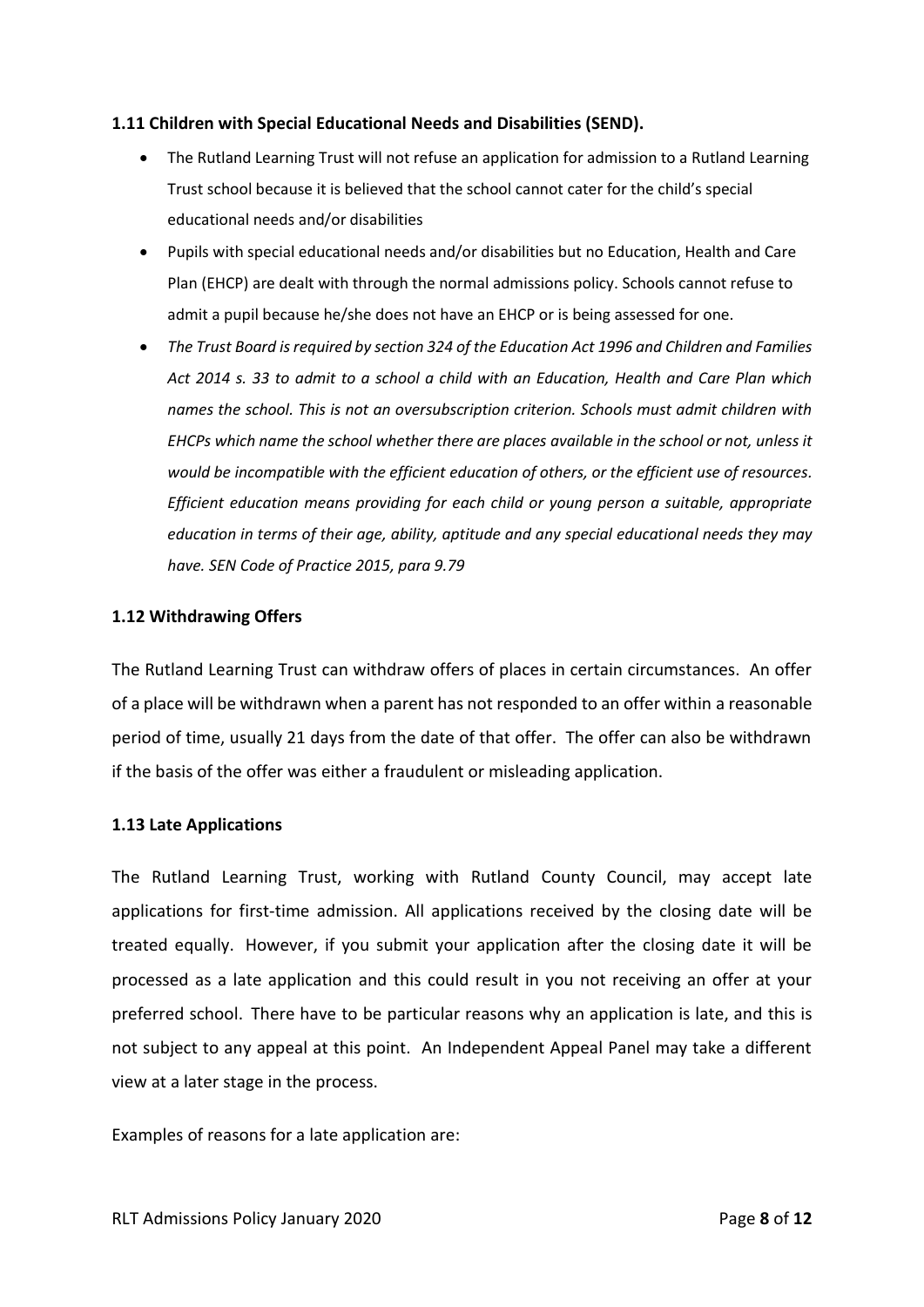### 1.11 Children with Special Educational Needs and Disabilities (SEND).

- The Rutland Learning Trust will not refuse an application for admission to a Rutland Learning Trust school because it is believed that the school cannot cater for the child's special educational needs and/or disabilities
- Pupils with special educational needs and/or disabilities but no Education, Health and Care Plan (EHCP) are dealt with through the normal admissions policy. Schools cannot refuse to admit a pupil because he/she does not have an EHCP or is being assessed for one.
- *The Trust Board is required by section 324 of the Education Act 1996 and Children and Families Act 2014 s. 33 to admit to a school a child with an Education, Health and Care Plan which names the school. This is not an oversubscription criterion. Schools must admit children with EHCPs which name the school whether there are places available in the school or not, unless it would be incompatible with the efficient education of others, or the efficient use of resources. Efficient education means providing for each child or young person a suitable, appropriate education in terms of their age, ability, aptitude and any special educational needs they may have. SEN Code of Practice 2015, para 9.79*

### 1.12 Withdrawing Offers

The Rutland Learning Trust can withdraw offers of places in certain circumstances. An offer of a place will be withdrawn when a parent has not responded to an offer within a reasonable period of time, usually 21 days from the date of that offer. The offer can also be withdrawn if the basis of the offer was either a fraudulent or misleading application.

### 1.13 Late Applications

The Rutland Learning Trust, working with Rutland County Council, may accept late applications for first-time admission. All applications received by the closing date will be treated equally. However, if you submit your application after the closing date it will be processed as a late application and this could result in you not receiving an offer at your preferred school. There have to be particular reasons why an application is late, and this is not subject to any appeal at this point. An Independent Appeal Panel may take a different view at a later stage in the process.

Examples of reasons for a late application are: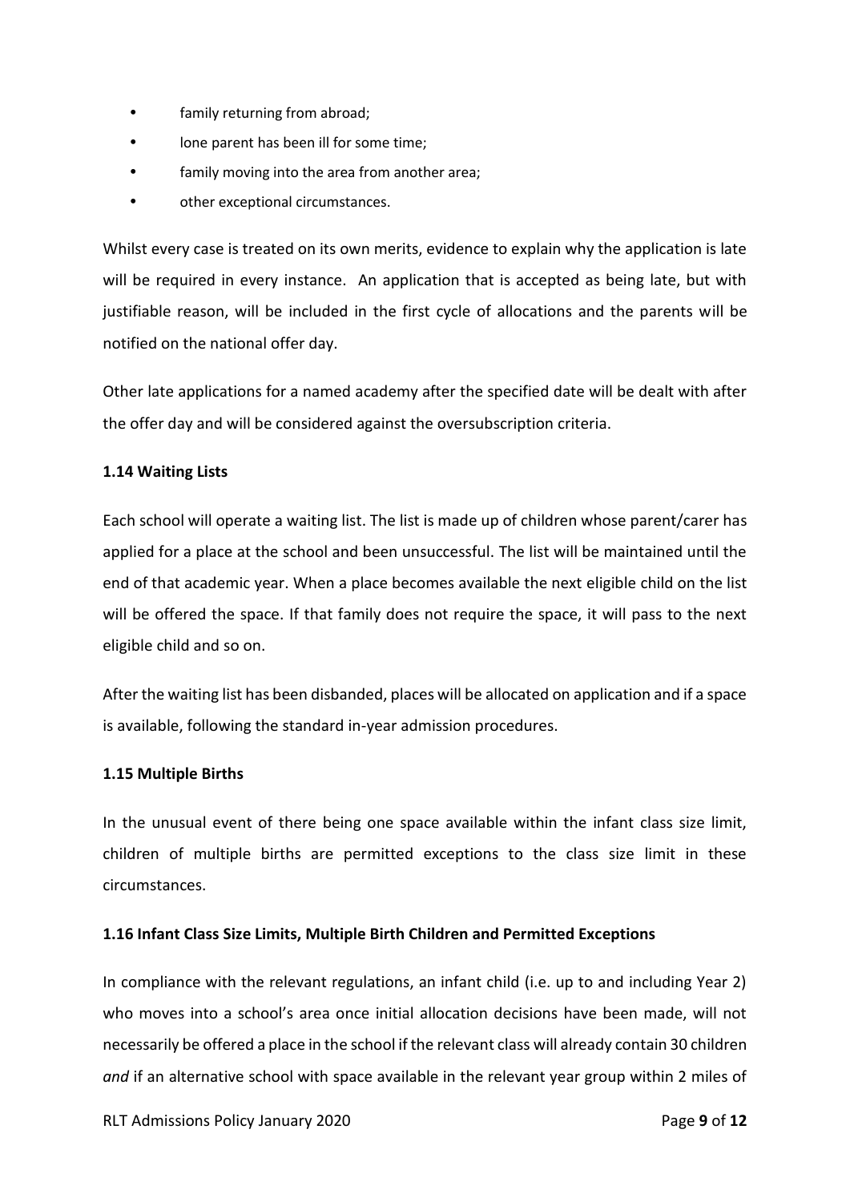- family returning from abroad;
- lone parent has been ill for some time;
- family moving into the area from another area;
- other exceptional circumstances.

Whilst every case is treated on its own merits, evidence to explain why the application is late will be required in every instance. An application that is accepted as being late, but with justifiable reason, will be included in the first cycle of allocations and the parents will be notified on the national offer day.

Other late applications for a named academy after the specified date will be dealt with after the offer day and will be considered against the oversubscription criteria.

**1.14 Waiting Lists**

Each school will operate a waiting list. The list is made up of children whose parent/carer has applied for a place at the school and been unsuccessful. The list will be maintained until the end of that academic year. When a place becomes available the next eligible child on the list will be offered the space. If that family does not require the space, it will pass to the next eligible child and so on.

After the waiting list has been disbanded, places will be allocated on application and if a space is available, following the standard in-year admission procedures.

**1.15 Multiple Births**

In the unusual event of there being one space available within the infant class size limit, children of multiple births are permitted exceptions to the class size limit in these circumstances.

**1.16 Infant Class Size Limits, Multiple Birth Children and Permitted Exceptions**

In compliance with the relevant regulations, an infant child (i.e. up to and including Year 2) who moves into a school's area once initial allocation decisions have been made, will not necessarily be offered a place in the school if the relevant class will already contain 30 children *and* if an alternative school with space available in the relevant year group within 2 miles of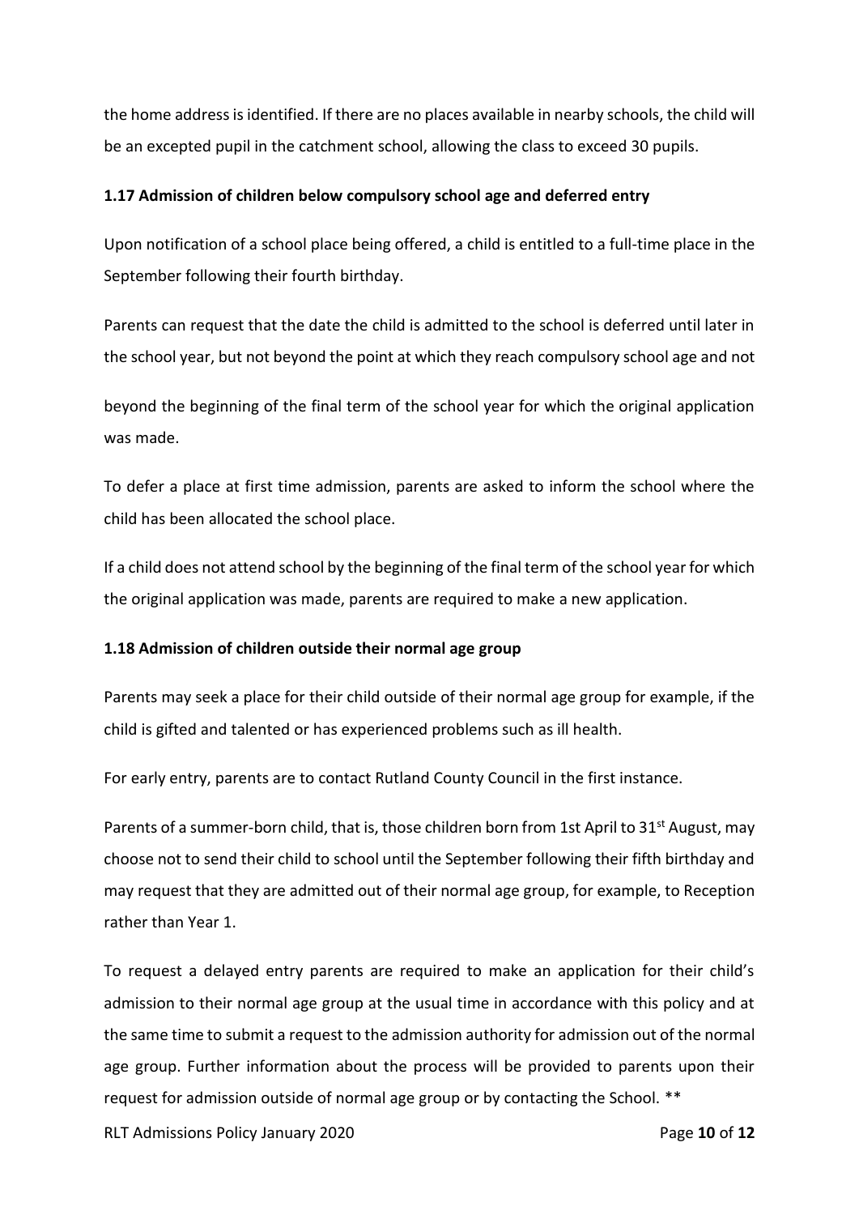the home address is identified. If there are no places available in nearby schools, the child will be an excepted pupil in the catchment school, allowing the class to exceed 30 pupils.

### 1.17 Admission of children below compulsory school age and deferred entry

Upon notification of a school place being offered, a child is entitled to a full-time place in the September following their fourth birthday.

Parents can request that the date the child is admitted to the school is deferred until later in the school year, but not beyond the point at which they reach compulsory school age and not beyond the beginning of the final term of the school year for which the original application was made.

To defer a place at first time admission, parents are asked to inform the school where the child has been allocated the school place.

If a child does not attend school by the beginning of the final term of the school year for which the original application was made, parents are required to make a new application.

### 1.18 Admission of children outside their normal age group

Parents may seek a place for their child outside of their normal age group for example, if the child is gifted and talented or has experienced problems such as ill health.

For early entry, parents are to contact Rutland County Council in the first instance.

Parents of a summer-born child, that is, those children born from 1st April to 31st August, may choose not to send their child to school until the September following their fifth birthday and may request that they are admitted out of their normal age group, for example, to Reception rather than Year 1.

To request a delayed entry parents are required to make an application for their child's admission to their normal age group at the usual time in accordance with this policy and at the same time to submit a request to the admission authority for admission out of the normal age group. Further information about the process will be provided to parents upon their request for admission outside of normal age group or by contacting the School. **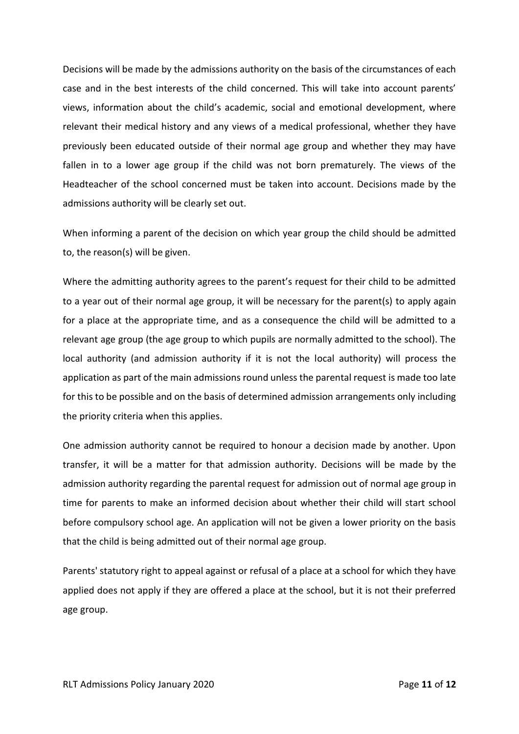Decisions will be made by the admissions authority on the basis of the circumstances of each case and in the best interests of the child concerned. This will take into account parents' views, information about the child's academic, social and emotional development, where relevant their medical history and any views of a medical professional, whether they have previously been educated outside of their normal age group and whether they may have fallen in to a lower age group if the child was not born prematurely. The views of the Headteacher of the school concerned must be taken into account. Decisions made by the admissions authority will be clearly set out.

When informing a parent of the decision on which year group the child should be admitted to, the reason(s) will be given.

Where the admitting authority agrees to the parent's request for their child to be admitted to a year out of their normal age group, it will be necessary for the parent(s) to apply again for a place at the appropriate time, and as a consequence the child will be admitted to a relevant age group (the age group to which pupils are normally admitted to the school). The local authority (and admission authority if it is not the local authority) will process the application as part of the main admissions round unless the parental request is made too late for this to be possible and on the basis of determined admission arrangements only including the priority criteria when this applies.

One admission authority cannot be required to honour a decision made by another. Upon transfer, it will be a matter for that admission authority. Decisions will be made by the admission authority regarding the parental request for admission out of normal age group in time for parents to make an informed decision about whether their child will start school before compulsory school age. An application will not be given a lower priority on the basis that the child is being admitted out of their normal age group.

Parents' statutory right to appeal against or refusal of a place at a school for which they have applied does not apply if they are offered a place at the school, but it is not their preferred age group.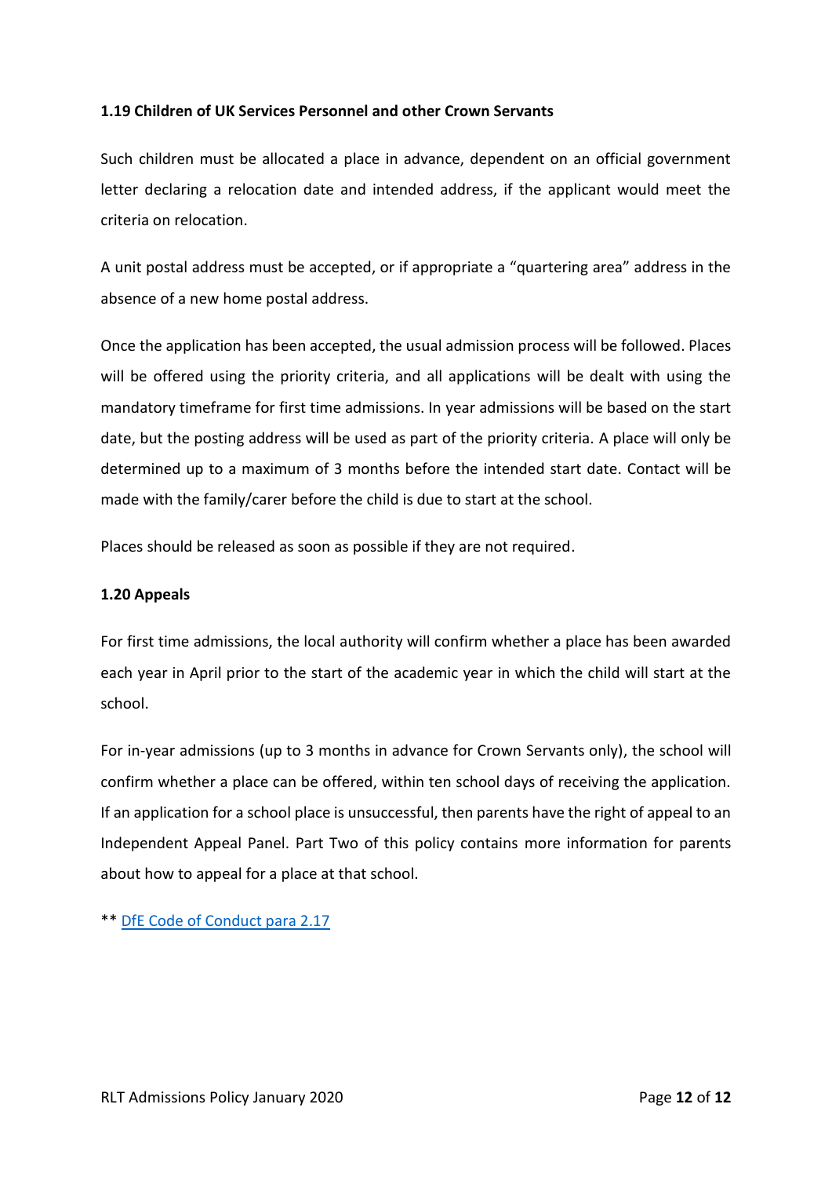### 1.19 Children of UK Services Personnel and other Crown Servants

Such children must be allocated a place in advance, dependent on an official government letter declaring a relocation date and intended address, if the applicant would meet the criteria on relocation.

A unit postal address must be accepted, or if appropriate a "quartering area" address in the absence of a new home postal address.

Once the application has been accepted, the usual admission process will be followed. Places will be offered using the priority criteria, and all applications will be dealt with using the mandatory timeframe for first time admissions. In year admissions will be based on the start date, but the posting address will be used as part of the priority criteria. A place will only be determined up to a maximum of 3 months before the intended start date. Contact will be made with the family/carer before the child is due to start at the school.

Places should be released as soon as possible if they are not required.

### 1.20 Appeals

For first time admissions, the local authority will confirm whether a place has been awarded each year in April prior to the start of the academic year in which the child will start at the school.

For in-year admissions (up to 3 months in advance for Crown Servants only), the school will confirm whether a place can be offered, within ten school days of receiving the application. If an application for a school place is unsuccessful, then parents have the right of appeal to an Independent Appeal Panel. Part Two of this policy contains more information for parents about how to appeal for a place at that school.

** DfE Code of Conduct para 2.17